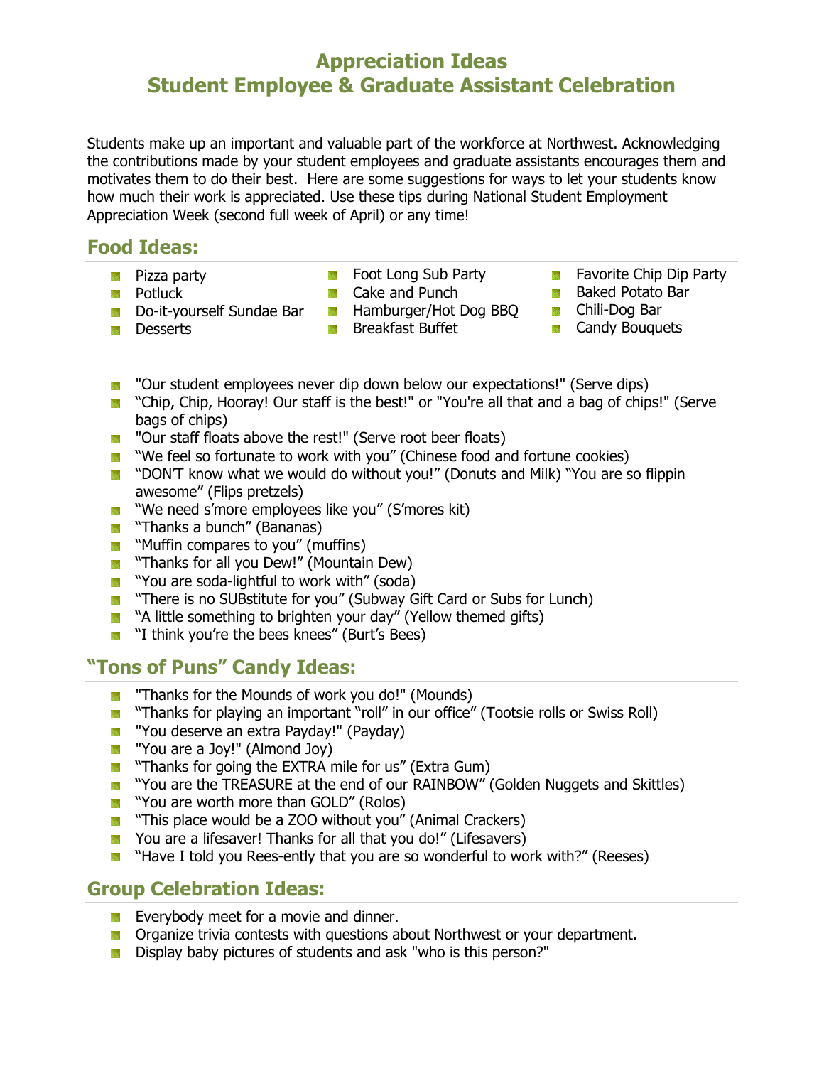# Appreciation Ideas
# Student Employee & Graduate Assistant Celebration

Students make up an important and valuable part of the workforce at Northwest. Acknowledging the contributions made by your student employees and graduate assistants encourages them and motivates them to do their best. Here are some suggestions for ways to let your students know how much their work is appreciated. Use these tips during National Student Employment Appreciation Week (second full week of April) or any time!

## Food Ideas:

- Pizza party
- Potluck
- Do-it-yourself Sundae Bar
- Desserts
- Foot Long Sub Party
- Cake and Punch
- Hamburger/Hot Dog BBQ
- Breakfast Buffet
- Favorite Chip Dip Party
- Baked Potato Bar
- Chili-Dog Bar
- Candy Bouquets

- "Our student employees never dip down below our expectations!" (Serve dips)
- "Chip, Chip, Hooray! Our staff is the best!" or "You're all that and a bag of chips!" (Serve bags of chips)
- "Our staff floats above the rest!" (Serve root beer floats)
- "We feel so fortunate to work with you" (Chinese food and fortune cookies)
- "DON'T know what we would do without you!" (Donuts and Milk) "You are so flippin awesome" (Flips pretzels)
- "We need s'more employees like you" (S'mores kit)
- "Thanks a bunch" (Bananas)
- "Muffin compares to you" (muffins)
- "Thanks for all you Dew!" (Mountain Dew)
- "You are soda-lightful to work with" (soda)
- "There is no SUBstitute for you" (Subway Gift Card or Subs for Lunch)
- "A little something to brighten your day" (Yellow themed gifts)
- "I think you're the bees knees" (Burt's Bees)

## "Tons of Puns" Candy Ideas:

- "Thanks for the Mounds of work you do!" (Mounds)
- "Thanks for playing an important "roll" in our office" (Tootsie rolls or Swiss Roll)
- "You deserve an extra Payday!" (Payday)
- "You are a Joy!" (Almond Joy)
- "Thanks for going the EXTRA mile for us" (Extra Gum)
- "You are the TREASURE at the end of our RAINBOW" (Golden Nuggets and Skittles)
- "You are worth more than GOLD" (Rolos)
- "This place would be a ZOO without you" (Animal Crackers)
- You are a lifesaver! Thanks for all that you do!" (Lifesavers)
- "Have I told you Rees-ently that you are so wonderful to work with?" (Reeses)

## Group Celebration Ideas:

- Everybody meet for a movie and dinner.
- Organize trivia contests with questions about Northwest or your department.
- Display baby pictures of students and ask "who is this person?"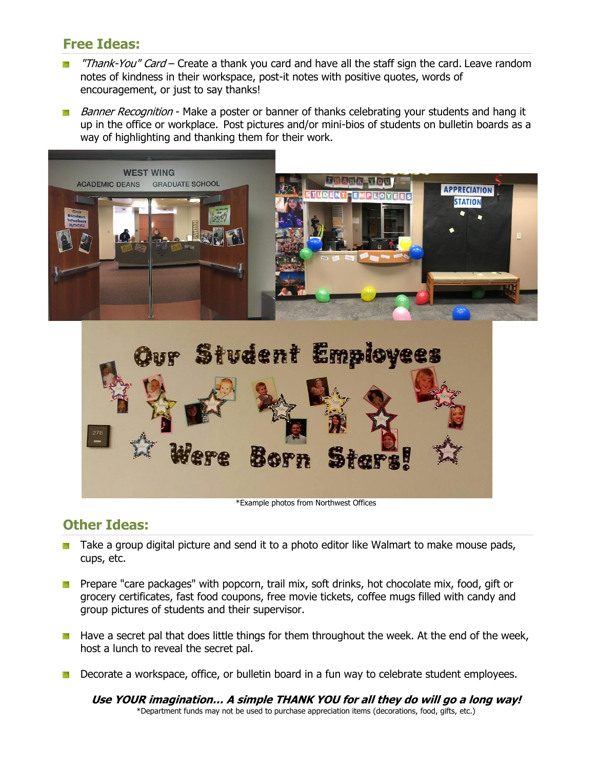## Free Ideas:

- *"Thank-You" Card* – Create a thank you card and have all the staff sign the card. Leave random notes of kindness in their workspace, post-it notes with positive quotes, words of encouragement, or just to say thanks!
- *Banner Recognition* - Make a poster or banner of thanks celebrating your students and hang it up in the office or workplace. Post pictures and/or mini-bios of students on bulletin boards as a way of highlighting and thanking them for their work.

*Example photos from Northwest Offices

## Other Ideas:

- Take a group digital picture and send it to a photo editor like Walmart to make mouse pads, cups, etc.
- Prepare "care packages" with popcorn, trail mix, soft drinks, hot chocolate mix, food, gift or grocery certificates, fast food coupons, free movie tickets, coffee mugs filled with candy and group pictures of students and their supervisor.
- Have a secret pal that does little things for them throughout the week. At the end of the week, host a lunch to reveal the secret pal.
- Decorate a workspace, office, or bulletin board in a fun way to celebrate student employees.

***Use YOUR imagination... A simple THANK YOU for all they do will go a long way!***

*Department funds may not be used to purchase appreciation items (decorations, food, gifts, etc.)